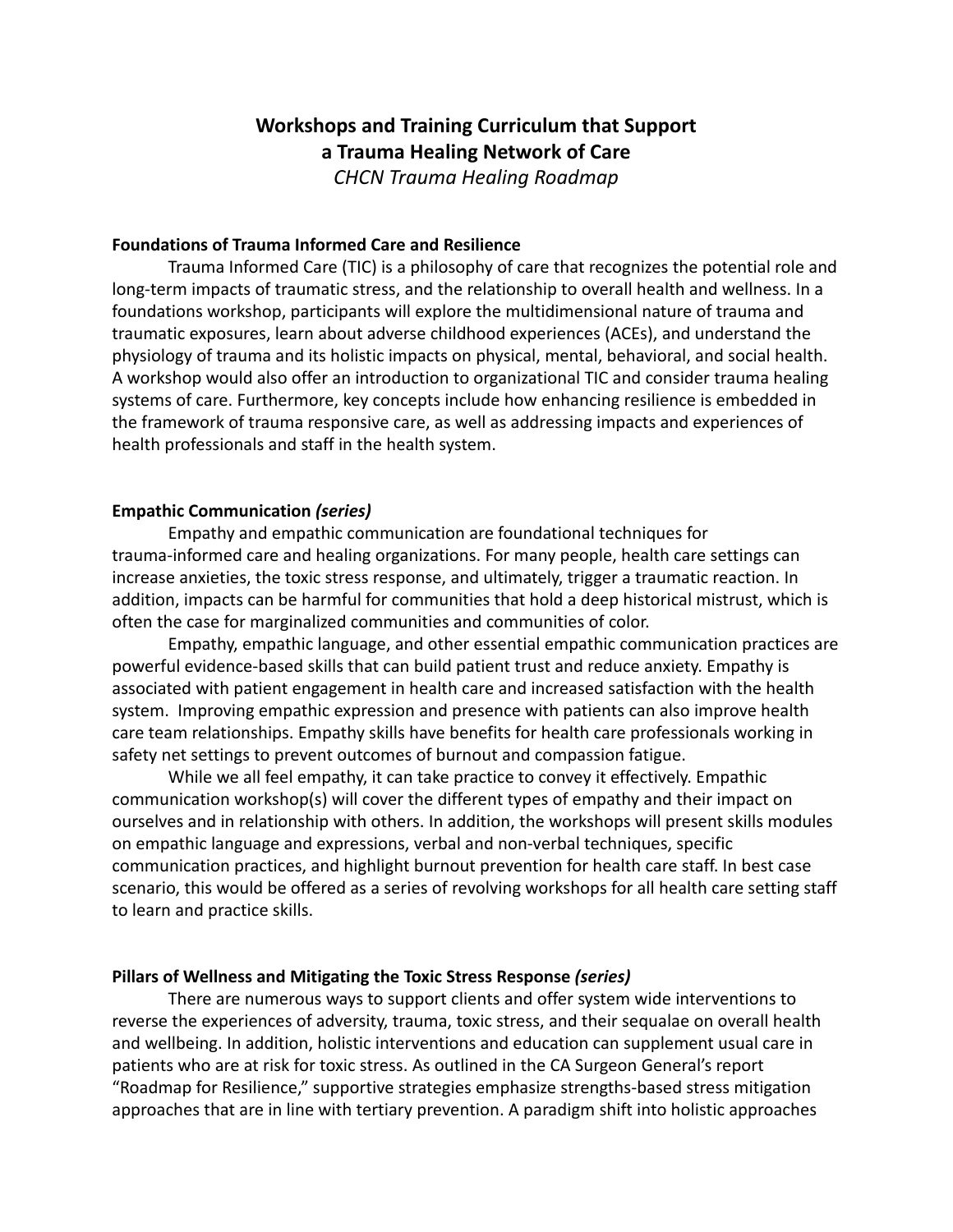# Workshops and Training Curriculum that Support a Trauma Healing Network of Care

*CHCN Trauma Healing Roadmap*

## Foundations of Trauma Informed Care and Resilience

Trauma Informed Care (TIC) is a philosophy of care that recognizes the potential role and long-term impacts of traumatic stress, and the relationship to overall health and wellness. In a foundations workshop, participants will explore the multidimensional nature of trauma and traumatic exposures, learn about adverse childhood experiences (ACEs), and understand the physiology of trauma and its holistic impacts on physical, mental, behavioral, and social health. A workshop would also offer an introduction to organizational TIC and consider trauma healing systems of care. Furthermore, key concepts include how enhancing resilience is embedded in the framework of trauma responsive care, as well as addressing impacts and experiences of health professionals and staff in the health system.

## Empathic Communication *(series)*

Empathy and empathic communication are foundational techniques for trauma-informed care and healing organizations. For many people, health care settings can increase anxieties, the toxic stress response, and ultimately, trigger a traumatic reaction. In addition, impacts can be harmful for communities that hold a deep historical mistrust, which is often the case for marginalized communities and communities of color.

Empathy, empathic language, and other essential empathic communication practices are powerful evidence-based skills that can build patient trust and reduce anxiety. Empathy is associated with patient engagement in health care and increased satisfaction with the health system. Improving empathic expression and presence with patients can also improve health care team relationships. Empathy skills have benefits for health care professionals working in safety net settings to prevent outcomes of burnout and compassion fatigue.

While we all feel empathy, it can take practice to convey it effectively. Empathic communication workshop(s) will cover the different types of empathy and their impact on ourselves and in relationship with others. In addition, the workshops will present skills modules on empathic language and expressions, verbal and non-verbal techniques, specific communication practices, and highlight burnout prevention for health care staff. In best case scenario, this would be offered as a series of revolving workshops for all health care setting staff to learn and practice skills.

## Pillars of Wellness and Mitigating the Toxic Stress Response *(series)*

There are numerous ways to support clients and offer system wide interventions to reverse the experiences of adversity, trauma, toxic stress, and their sequalae on overall health and wellbeing. In addition, holistic interventions and education can supplement usual care in patients who are at risk for toxic stress. As outlined in the CA Surgeon General's report "Roadmap for Resilience," supportive strategies emphasize strengths-based stress mitigation approaches that are in line with tertiary prevention. A paradigm shift into holistic approaches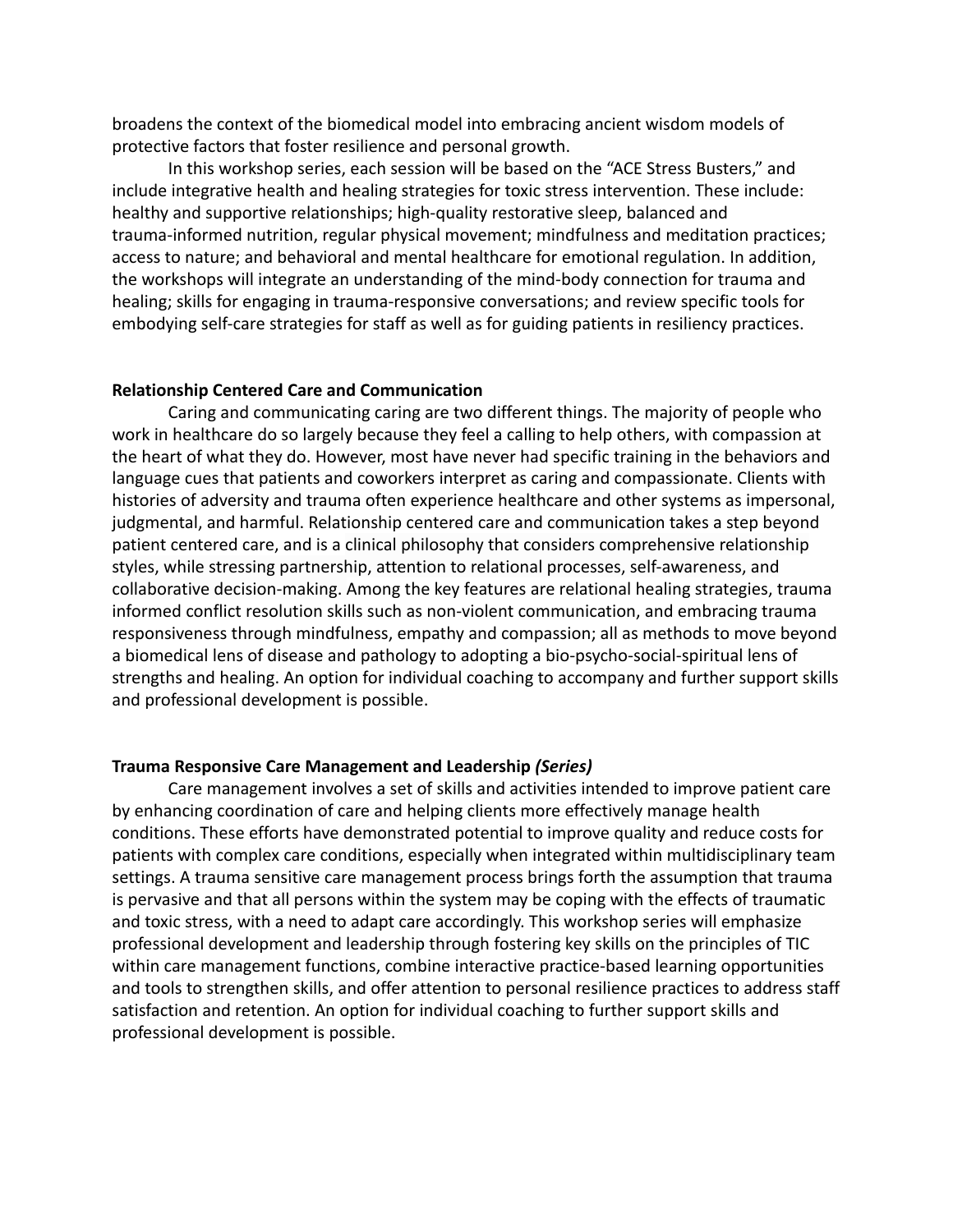broadens the context of the biomedical model into embracing ancient wisdom models of protective factors that foster resilience and personal growth.

In this workshop series, each session will be based on the "ACE Stress Busters," and include integrative health and healing strategies for toxic stress intervention. These include: healthy and supportive relationships; high-quality restorative sleep, balanced and trauma-informed nutrition, regular physical movement; mindfulness and meditation practices; access to nature; and behavioral and mental healthcare for emotional regulation. In addition, the workshops will integrate an understanding of the mind-body connection for trauma and healing; skills for engaging in trauma-responsive conversations; and review specific tools for embodying self-care strategies for staff as well as for guiding patients in resiliency practices.

**Relationship Centered Care and Communication**

Caring and communicating caring are two different things. The majority of people who work in healthcare do so largely because they feel a calling to help others, with compassion at the heart of what they do. However, most have never had specific training in the behaviors and language cues that patients and coworkers interpret as caring and compassionate. Clients with histories of adversity and trauma often experience healthcare and other systems as impersonal, judgmental, and harmful. Relationship centered care and communication takes a step beyond patient centered care, and is a clinical philosophy that considers comprehensive relationship styles, while stressing partnership, attention to relational processes, self-awareness, and collaborative decision-making. Among the key features are relational healing strategies, trauma informed conflict resolution skills such as non-violent communication, and embracing trauma responsiveness through mindfulness, empathy and compassion; all as methods to move beyond a biomedical lens of disease and pathology to adopting a bio-psycho-social-spiritual lens of strengths and healing. An option for individual coaching to accompany and further support skills and professional development is possible.

**Trauma Responsive Care Management and Leadership *(Series)***

Care management involves a set of skills and activities intended to improve patient care by enhancing coordination of care and helping clients more effectively manage health conditions. These efforts have demonstrated potential to improve quality and reduce costs for patients with complex care conditions, especially when integrated within multidisciplinary team settings. A trauma sensitive care management process brings forth the assumption that trauma is pervasive and that all persons within the system may be coping with the effects of traumatic and toxic stress, with a need to adapt care accordingly. This workshop series will emphasize professional development and leadership through fostering key skills on the principles of TIC within care management functions, combine interactive practice-based learning opportunities and tools to strengthen skills, and offer attention to personal resilience practices to address staff satisfaction and retention. An option for individual coaching to further support skills and professional development is possible.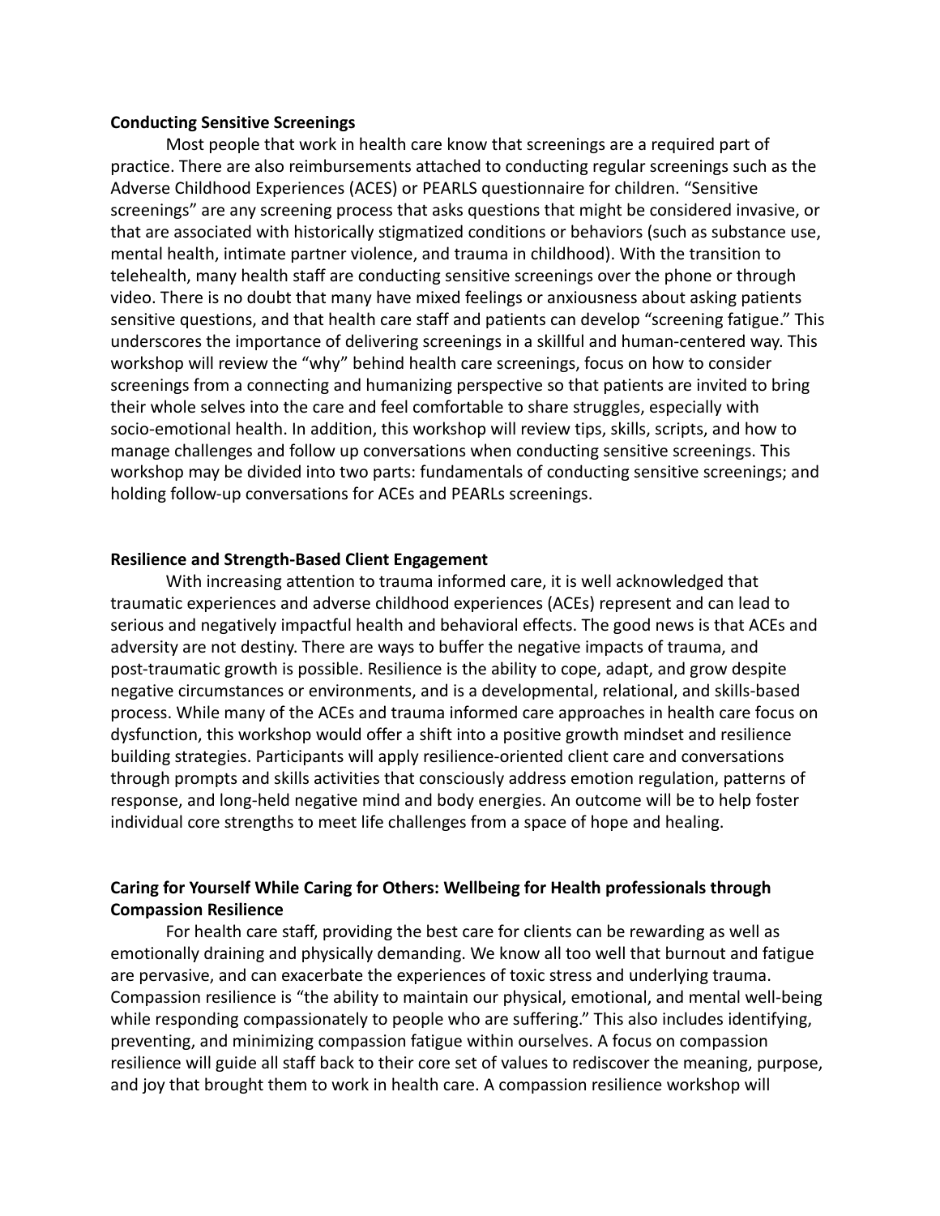**Conducting Sensitive Screenings**

Most people that work in health care know that screenings are a required part of practice. There are also reimbursements attached to conducting regular screenings such as the Adverse Childhood Experiences (ACES) or PEARLS questionnaire for children. "Sensitive screenings" are any screening process that asks questions that might be considered invasive, or that are associated with historically stigmatized conditions or behaviors (such as substance use, mental health, intimate partner violence, and trauma in childhood). With the transition to telehealth, many health staff are conducting sensitive screenings over the phone or through video. There is no doubt that many have mixed feelings or anxiousness about asking patients sensitive questions, and that health care staff and patients can develop "screening fatigue." This underscores the importance of delivering screenings in a skillful and human-centered way. This workshop will review the "why" behind health care screenings, focus on how to consider screenings from a connecting and humanizing perspective so that patients are invited to bring their whole selves into the care and feel comfortable to share struggles, especially with socio-emotional health. In addition, this workshop will review tips, skills, scripts, and how to manage challenges and follow up conversations when conducting sensitive screenings. This workshop may be divided into two parts: fundamentals of conducting sensitive screenings; and holding follow-up conversations for ACEs and PEARLs screenings.

**Resilience and Strength-Based Client Engagement**

With increasing attention to trauma informed care, it is well acknowledged that traumatic experiences and adverse childhood experiences (ACEs) represent and can lead to serious and negatively impactful health and behavioral effects. The good news is that ACEs and adversity are not destiny. There are ways to buffer the negative impacts of trauma, and post-traumatic growth is possible. Resilience is the ability to cope, adapt, and grow despite negative circumstances or environments, and is a developmental, relational, and skills-based process. While many of the ACEs and trauma informed care approaches in health care focus on dysfunction, this workshop would offer a shift into a positive growth mindset and resilience building strategies. Participants will apply resilience-oriented client care and conversations through prompts and skills activities that consciously address emotion regulation, patterns of response, and long-held negative mind and body energies. An outcome will be to help foster individual core strengths to meet life challenges from a space of hope and healing.

**Caring for Yourself While Caring for Others: Wellbeing for Health professionals through Compassion Resilience**

For health care staff, providing the best care for clients can be rewarding as well as emotionally draining and physically demanding. We know all too well that burnout and fatigue are pervasive, and can exacerbate the experiences of toxic stress and underlying trauma. Compassion resilience is "the ability to maintain our physical, emotional, and mental well-being while responding compassionately to people who are suffering." This also includes identifying, preventing, and minimizing compassion fatigue within ourselves. A focus on compassion resilience will guide all staff back to their core set of values to rediscover the meaning, purpose, and joy that brought them to work in health care. A compassion resilience workshop will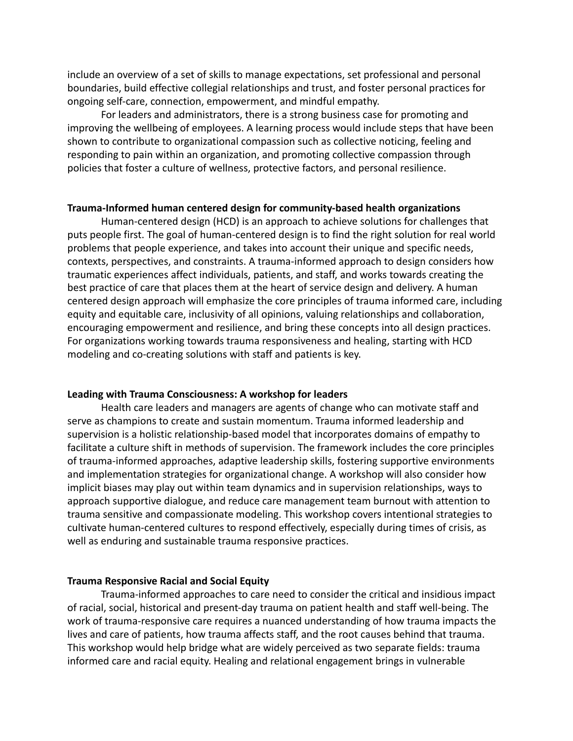include an overview of a set of skills to manage expectations, set professional and personal boundaries, build effective collegial relationships and trust, and foster personal practices for ongoing self-care, connection, empowerment, and mindful empathy.

For leaders and administrators, there is a strong business case for promoting and improving the wellbeing of employees. A learning process would include steps that have been shown to contribute to organizational compassion such as collective noticing, feeling and responding to pain within an organization, and promoting collective compassion through policies that foster a culture of wellness, protective factors, and personal resilience.

**Trauma-Informed human centered design for community-based health organizations**

Human-centered design (HCD) is an approach to achieve solutions for challenges that puts people first. The goal of human-centered design is to find the right solution for real world problems that people experience, and takes into account their unique and specific needs, contexts, perspectives, and constraints. A trauma-informed approach to design considers how traumatic experiences affect individuals, patients, and staff, and works towards creating the best practice of care that places them at the heart of service design and delivery. A human centered design approach will emphasize the core principles of trauma informed care, including equity and equitable care, inclusivity of all opinions, valuing relationships and collaboration, encouraging empowerment and resilience, and bring these concepts into all design practices. For organizations working towards trauma responsiveness and healing, starting with HCD modeling and co-creating solutions with staff and patients is key.

**Leading with Trauma Consciousness: A workshop for leaders**

Health care leaders and managers are agents of change who can motivate staff and serve as champions to create and sustain momentum. Trauma informed leadership and supervision is a holistic relationship-based model that incorporates domains of empathy to facilitate a culture shift in methods of supervision. The framework includes the core principles of trauma-informed approaches, adaptive leadership skills, fostering supportive environments and implementation strategies for organizational change. A workshop will also consider how implicit biases may play out within team dynamics and in supervision relationships, ways to approach supportive dialogue, and reduce care management team burnout with attention to trauma sensitive and compassionate modeling. This workshop covers intentional strategies to cultivate human-centered cultures to respond effectively, especially during times of crisis, as well as enduring and sustainable trauma responsive practices.

**Trauma Responsive Racial and Social Equity**

Trauma-informed approaches to care need to consider the critical and insidious impact of racial, social, historical and present-day trauma on patient health and staff well-being. The work of trauma-responsive care requires a nuanced understanding of how trauma impacts the lives and care of patients, how trauma affects staff, and the root causes behind that trauma. This workshop would help bridge what are widely perceived as two separate fields: trauma informed care and racial equity. Healing and relational engagement brings in vulnerable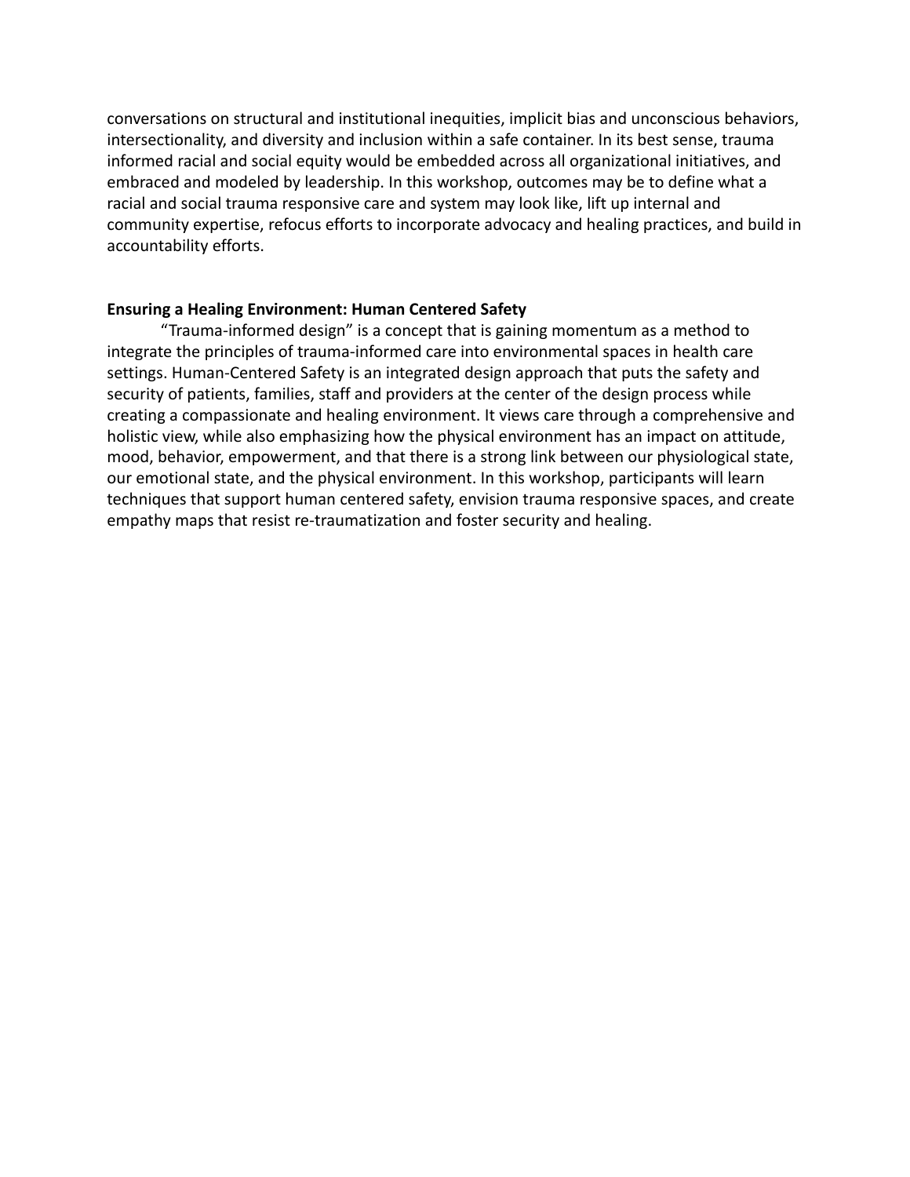conversations on structural and institutional inequities, implicit bias and unconscious behaviors, intersectionality, and diversity and inclusion within a safe container. In its best sense, trauma informed racial and social equity would be embedded across all organizational initiatives, and embraced and modeled by leadership. In this workshop, outcomes may be to define what a racial and social trauma responsive care and system may look like, lift up internal and community expertise, refocus efforts to incorporate advocacy and healing practices, and build in accountability efforts.

**Ensuring a Healing Environment: Human Centered Safety**

"Trauma-informed design" is a concept that is gaining momentum as a method to integrate the principles of trauma-informed care into environmental spaces in health care settings. Human-Centered Safety is an integrated design approach that puts the safety and security of patients, families, staff and providers at the center of the design process while creating a compassionate and healing environment. It views care through a comprehensive and holistic view, while also emphasizing how the physical environment has an impact on attitude, mood, behavior, empowerment, and that there is a strong link between our physiological state, our emotional state, and the physical environment. In this workshop, participants will learn techniques that support human centered safety, envision trauma responsive spaces, and create empathy maps that resist re-traumatization and foster security and healing.